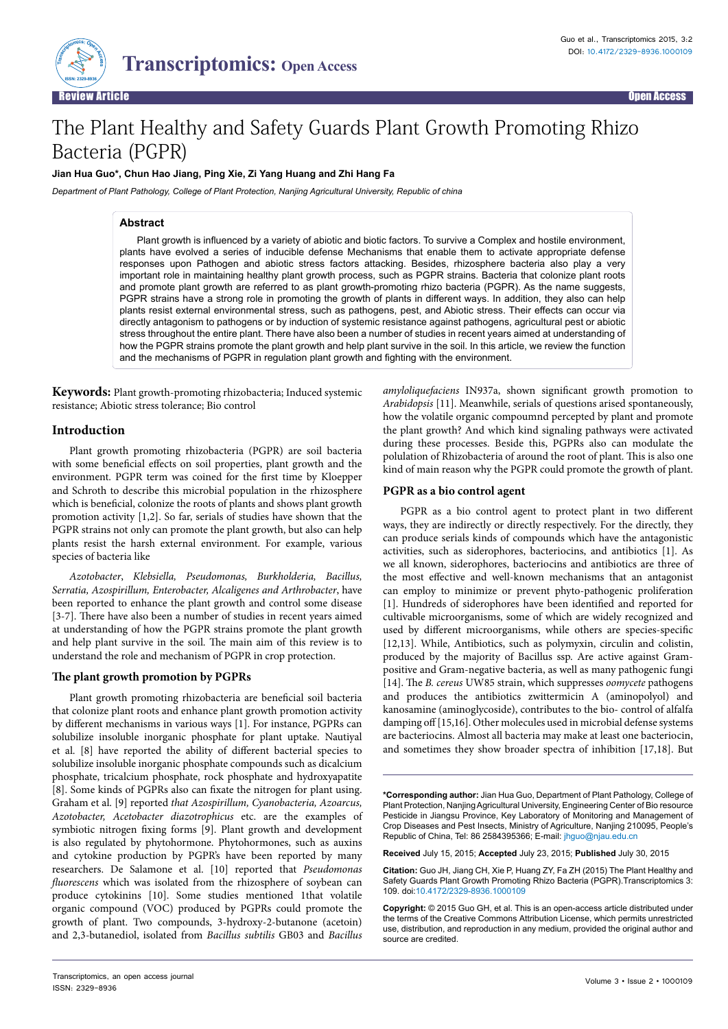# The Plant Healthy and Safety Guards Plant Growth Promoting Rhizo Bacteria (PGPR)

**Jian Hua Guo\*, Chun Hao Jiang, Ping Xie, Zi Yang Huang and Zhi Hang Fa**

*Department of Plant Pathology, College of Plant Protection, Nanjing Agricultural University, Republic of china*

## Abstract

Plant growth is influenced by a variety of abiotic and biotic factors. To survive a Complex and hostile environment, plants have evolved a series of inducible defense Mechanisms that enable them to activate appropriate defense responses upon Pathogen and abiotic stress factors attacking. Besides, rhizosphere bacteria also play a very important role in maintaining healthy plant growth process, such as PGPR strains. Bacteria that colonize plant roots and promote plant growth are referred to as plant growth-promoting rhizo bacteria (PGPR). As the name suggests, PGPR strains have a strong role in promoting the growth of plants in different ways. In addition, they also can help plants resist external environmental stress, such as pathogens, pest, and Abiotic stress. Their effects can occur via directly antagonism to pathogens or by induction of systemic resistance against pathogens, agricultural pest or abiotic stress throughout the entire plant. There have also been a number of studies in recent years aimed at understanding of how the PGPR strains promote the plant growth and help plant survive in the soil. In this article, we review the function and the mechanisms of PGPR in regulation plant growth and fighting with the environment.

**Keywords:** Plant growth-promoting rhizobacteria; Induced systemic resistance; Abiotic stress tolerance; Bio control

## Introduction

Plant growth promoting rhizobacteria (PGPR) are soil bacteria with some beneficial effects on soil properties, plant growth and the environment. PGPR term was coined for the first time by Kloepper and Schroth to describe this microbial population in the rhizosphere which is beneficial, colonize the roots of plants and shows plant growth promotion activity [1,2]. So far, serials of studies have shown that the PGPR strains not only can promote the plant growth, but also can help plants resist the harsh external environment. For example, various species of bacteria like

*Azotobacter*, *Klebsiella, Pseudomonas, Burkholderia, Bacillus, Serratia, Azospirillum, Enterobacter, Alcaligenes and Arthrobacter*, have been reported to enhance the plant growth and control some disease [3-7]. There have also been a number of studies in recent years aimed at understanding of how the PGPR strains promote the plant growth and help plant survive in the soil. The main aim of this review is to understand the role and mechanism of PGPR in crop protection.

### The plant growth promotion by PGPRs

Plant growth promoting rhizobacteria are beneficial soil bacteria that colonize plant roots and enhance plant growth promotion activity by different mechanisms in various ways [1]. For instance, PGPRs can solubilize insoluble inorganic phosphate for plant uptake. Nautiyal et al. [8] have reported the ability of different bacterial species to solubilize insoluble inorganic phosphate compounds such as dicalcium phosphate, tricalcium phosphate, rock phosphate and hydroxyapatite [8]. Some kinds of PGPRs also can fixate the nitrogen for plant using. Graham et al. [9] reported *that Azospirillum, Cyanobacteria, Azoarcus, Azotobacter, Acetobacter diazotrophicus* etc. are the examples of symbiotic nitrogen fixing forms [9]. Plant growth and development is also regulated by phytohormone. Phytohormones, such as auxins and cytokine production by PGPR's have been reported by many researchers. De Salamone et al. [10] reported that *Pseudomonas fluorescens* which was isolated from the rhizosphere of soybean can produce cytokinins [10]. Some studies mentioned 1that volatile organic compound (VOC) produced by PGPRs could promote the growth of plant. Two compounds, 3-hydroxy-2-butanone (acetoin) and 2,3-butanediol, isolated from *Bacillus subtilis* GB03 and *Bacillus amyloliquefaciens* IN937a, shown significant growth promotion to *Arabidopsis* [11]. Meanwhile, serials of questions arised spontaneously, how the volatile organic compoumnd percepted by plant and promote the plant growth? And which kind signaling pathways were activated during these processes. Beside this, PGPRs also can modulate the polulation of Rhizobacteria of around the root of plant. This is also one kind of main reason why the PGPR could promote the growth of plant.

### PGPR as a bio control agent

PGPR as a bio control agent to protect plant in two different ways, they are indirectly or directly respectively. For the directly, they can produce serials kinds of compounds which have the antagonistic activities, such as siderophores, bacteriocins, and antibiotics [1]. As we all known, siderophores, bacteriocins and antibiotics are three of the most effective and well-known mechanisms that an antagonist can employ to minimize or prevent phyto-pathogenic proliferation [1]. Hundreds of siderophores have been identified and reported for cultivable microorganisms, some of which are widely recognized and used by different microorganisms, while others are species-specific [12,13]. While, Antibiotics, such as polymyxin, circulin and colistin, produced by the majority of Bacillus ssp. Are active against Gram-positive and Gram-negative bacteria, as well as many pathogenic fungi [14]. The *B. cereus* UW85 strain, which suppresses *oomycete* pathogens and produces the antibiotics zwittermicin A (aminopolyol) and kanosamine (aminoglycoside), contributes to the bio- control of alfalfa damping off [15,16]. Other molecules used in microbial defense systems are bacteriocins. Almost all bacteria may make at least one bacteriocin, and sometimes they show broader spectra of inhibition [17,18]. But

---

**\*Corresponding author:** Jian Hua Guo, Department of Plant Pathology, College of Plant Protection, Nanjing Agricultural University, Engineering Center of Bio resource Pesticide in Jiangsu Province, Key Laboratory of Monitoring and Management of Crop Diseases and Pest Insects, Ministry of Agriculture, Nanjing 210095, People's Republic of China, Tel: 86 2584395366; E-mail: jhguo@njau.edu.cn

**Received** July 15, 2015; **Accepted** July 23, 2015; **Published** July 30, 2015

**Citation:** Guo JH, Jiang CH, Xie P, Huang ZY, Fa ZH (2015) The Plant Healthy and Safety Guards Plant Growth Promoting Rhizo Bacteria (PGPR).Transcriptomics 3: 109. doi:10.4172/2329-8936.1000109

**Copyright:** © 2015 Guo GH, et al. This is an open-access article distributed under the terms of the Creative Commons Attribution License, which permits unrestricted use, distribution, and reproduction in any medium, provided the original author and source are credited.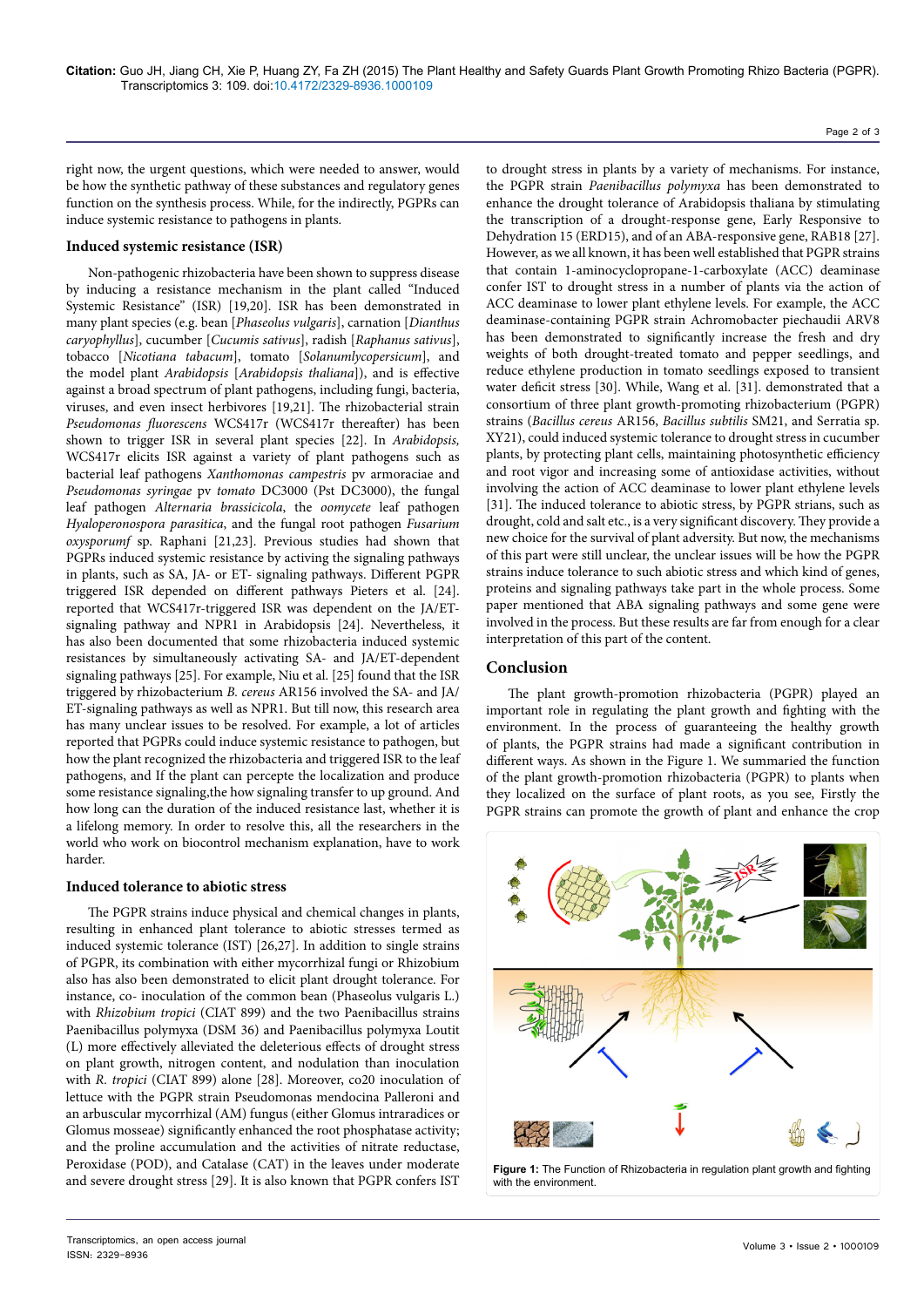right now, the urgent questions, which were needed to answer, would be how the synthetic pathway of these substances and regulatory genes function on the synthesis process. While, for the indirectly, PGPRs can induce systemic resistance to pathogens in plants.

## Induced systemic resistance (ISR)

Non-pathogenic rhizobacteria have been shown to suppress disease by inducing a resistance mechanism in the plant called "Induced Systemic Resistance" (ISR) [19,20]. ISR has been demonstrated in many plant species (e.g. bean [*Phaseolus vulgaris*], carnation [*Dianthus caryophyllus*], cucumber [*Cucumis sativus*], radish [*Raphanus sativus*], tobacco [*Nicotiana tabacum*], tomato [*Solanumlycopersicum*], and the model plant *Arabidopsis* [*Arabidopsis thaliana*]), and is effective against a broad spectrum of plant pathogens, including fungi, bacteria, viruses, and even insect herbivores [19,21]. The rhizobacterial strain *Pseudomonas fluorescens* WCS417r (WCS417r thereafter) has been shown to trigger ISR in several plant species [22]. In *Arabidopsis,* WCS417r elicits ISR against a variety of plant pathogens such as bacterial leaf pathogens *Xanthomonas campestris* pv armoraciae and *Pseudomonas syringae* pv *tomato* DC3000 (Pst DC3000), the fungal leaf pathogen *Alternaria brassicicola*, the *oomycete* leaf pathogen *Hyaloperonospora parasitica*, and the fungal root pathogen *Fusarium oxysporumf* sp. Raphani [21,23]. Previous studies had shown that PGPRs induced systemic resistance by activing the signaling pathways in plants, such as SA, JA- or ET- signaling pathways. Different PGPR triggered ISR depended on different pathways Pieters et al. [24]. reported that WCS417r-triggered ISR was dependent on the JA/ET-signaling pathway and NPR1 in Arabidopsis [24]. Nevertheless, it has also been documented that some rhizobacteria induced systemic resistances by simultaneously activating SA- and JA/ET-dependent signaling pathways [25]. For example, Niu et al. [25] found that the ISR triggered by rhizobacterium *B. cereus* AR156 involved the SA- and JA/ET-signaling pathways as well as NPR1. But till now, this research area has many unclear issues to be resolved. For example, a lot of articles reported that PGPRs could induce systemic resistance to pathogen, but how the plant recognized the rhizobacteria and triggered ISR to the leaf pathogens, and If the plant can percepte the localization and produce some resistance signaling,the how signaling transfer to up ground. And how long can the duration of the induced resistance last, whether it is a lifelong memory. In order to resolve this, all the researchers in the world who work on biocontrol mechanism explanation, have to work harder.

## Induced tolerance to abiotic stress

The PGPR strains induce physical and chemical changes in plants, resulting in enhanced plant tolerance to abiotic stresses termed as induced systemic tolerance (IST) [26,27]. In addition to single strains of PGPR, its combination with either mycorrhizal fungi or Rhizobium also has also been demonstrated to elicit plant drought tolerance. For instance, co- inoculation of the common bean (Phaseolus vulgaris L.) with *Rhizobium tropici* (CIAT 899) and the two Paenibacillus strains Paenibacillus polymyxa (DSM 36) and Paenibacillus polymyxa Loutit (L) more effectively alleviated the deleterious effects of drought stress on plant growth, nitrogen content, and nodulation than inoculation with *R. tropici* (CIAT 899) alone [28]. Moreover, co20 inoculation of lettuce with the PGPR strain Pseudomonas mendocina Palleroni and an arbuscular mycorrhizal (AM) fungus (either Glomus intraradices or Glomus mosseae) significantly enhanced the root phosphatase activity; and the proline accumulation and the activities of nitrate reductase, Peroxidase (POD), and Catalase (CAT) in the leaves under moderate and severe drought stress [29]. It is also known that PGPR confers IST to drought stress in plants by a variety of mechanisms. For instance, the PGPR strain *Paenibacillus polymyxa* has been demonstrated to enhance the drought tolerance of Arabidopsis thaliana by stimulating the transcription of a drought-response gene, Early Responsive to Dehydration 15 (ERD15), and of an ABA-responsive gene, RAB18 [27]. However, as we all known, it has been well established that PGPR strains that contain 1-aminocyclopropane-1-carboxylate (ACC) deaminase confer IST to drought stress in a number of plants via the action of ACC deaminase to lower plant ethylene levels. For example, the ACC deaminase-containing PGPR strain Achromobacter piechaudii ARV8 has been demonstrated to significantly increase the fresh and dry weights of both drought-treated tomato and pepper seedlings, and reduce ethylene production in tomato seedlings exposed to transient water deficit stress [30]. While, Wang et al. [31]. demonstrated that a consortium of three plant growth-promoting rhizobacterium (PGPR) strains (*Bacillus cereus* AR156, *Bacillus subtilis* SM21, and Serratia sp. XY21), could induced systemic tolerance to drought stress in cucumber plants, by protecting plant cells, maintaining photosynthetic efficiency and root vigor and increasing some of antioxidase activities, without involving the action of ACC deaminase to lower plant ethylene levels [31]. The induced tolerance to abiotic stress, by PGPR strians, such as drought, cold and salt etc., is a very significant discovery. They provide a new choice for the survival of plant adversity. But now, the mechanisms of this part were still unclear, the unclear issues will be how the PGPR strains induce tolerance to such abiotic stress and which kind of genes, proteins and signaling pathways take part in the whole process. Some paper mentioned that ABA signaling pathways and some gene were involved in the process. But these results are far from enough for a clear interpretation of this part of the content.

## Conclusion

The plant growth-promotion rhizobacteria (PGPR) played an important role in regulating the plant growth and fighting with the environment. In the process of guaranteeing the healthy growth of plants, the PGPR strains had made a significant contribution in different ways. As shown in the Figure 1. We summaried the function of the plant growth-promotion rhizobacteria (PGPR) to plants when they localized on the surface of plant roots, as you see, Firstly the PGPR strains can promote the growth of plant and enhance the crop

**Figure 1:** The Function of Rhizobacteria in regulation plant growth and fighting with the environment.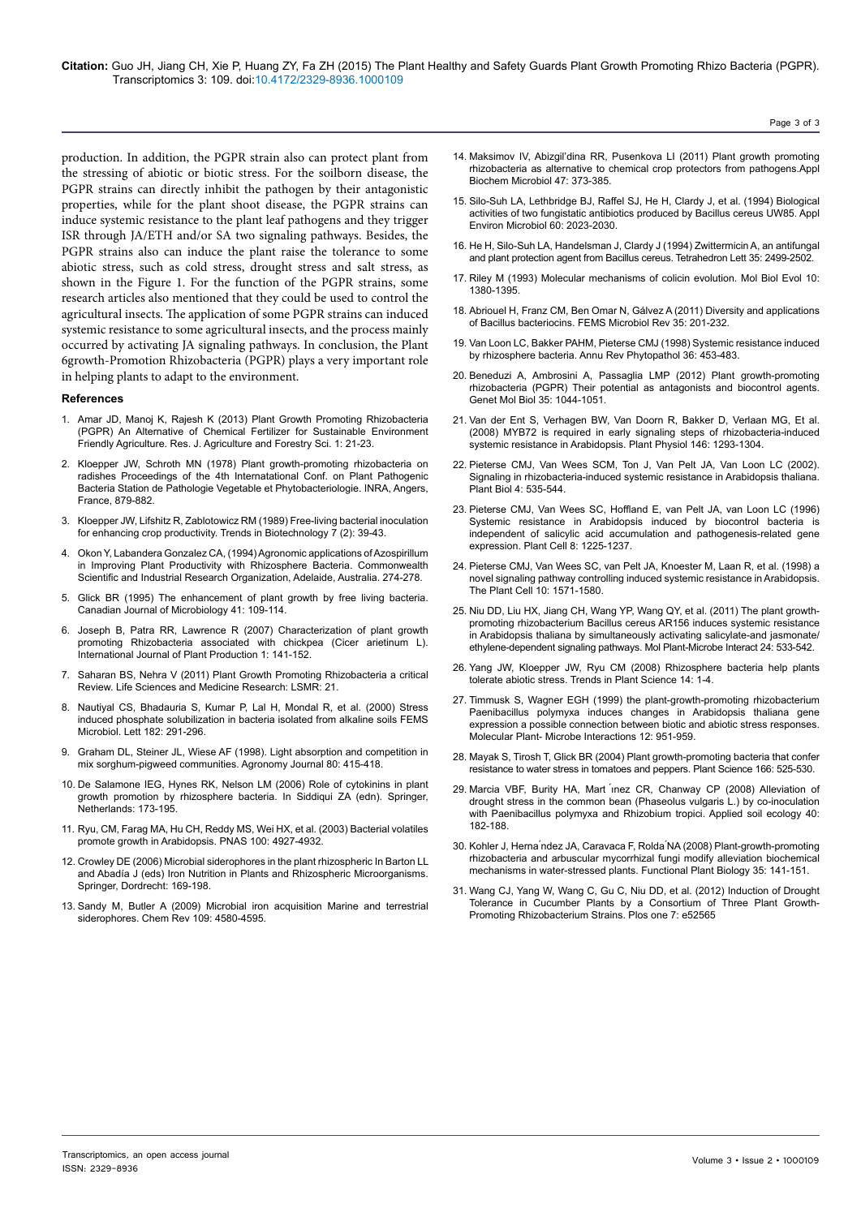production. In addition, the PGPR strain also can protect plant from the stressing of abiotic or biotic stress. For the soilborn disease, the PGPR strains can directly inhibit the pathogen by their antagonistic properties, while for the plant shoot disease, the PGPR strains can induce systemic resistance to the plant leaf pathogens and they trigger ISR through JA/ETH and/or SA two signaling pathways. Besides, the PGPR strains also can induce the plant raise the tolerance to some abiotic stress, such as cold stress, drought stress and salt stress, as shown in the Figure 1. For the function of the PGPR strains, some research articles also mentioned that they could be used to control the agricultural insects. The application of some PGPR strains can induced systemic resistance to some agricultural insects, and the process mainly occurred by activating JA signaling pathways. In conclusion, the Plant 6growth-Promotion Rhizobacteria (PGPR) plays a very important role in helping plants to adapt to the environment.

#### References

1. Amar JD, Manoj K, Rajesh K (2013) Plant Growth Promoting Rhizobacteria (PGPR) An Alternative of Chemical Fertilizer for Sustainable Environment Friendly Agriculture. Res. J. Agriculture and Forestry Sci. 1: 21-23.
2. Kloepper JW, Schroth MN (1978) Plant growth-promoting rhizobacteria on radishes Proceedings of the 4th Internatational Conf. on Plant Pathogenic Bacteria Station de Pathologie Vegetable et Phytobacteriologie. INRA, Angers, France, 879-882.
3. Kloepper JW, Lifshitz R, Zablotowicz RM (1989) Free-living bacterial inoculation for enhancing crop productivity. Trends in Biotechnology 7 (2): 39-43.
4. Okon Y, Labandera Gonzalez CA, (1994) Agronomic applications of Azospirillum in Improving Plant Productivity with Rhizosphere Bacteria. Commonwealth Scientific and Industrial Research Organization, Adelaide, Australia. 274-278.
5. Glick BR (1995) The enhancement of plant growth by free living bacteria. Canadian Journal of Microbiology 41: 109-114.
6. Joseph B, Patra RR, Lawrence R (2007) Characterization of plant growth promoting Rhizobacteria associated with chickpea (Cicer arietinum L). International Journal of Plant Production 1: 141-152.
7. Saharan BS, Nehra V (2011) Plant Growth Promoting Rhizobacteria a critical Review. Life Sciences and Medicine Research: LSMR: 21.
8. Nautiyal CS, Bhadauria S, Kumar P, Lal H, Mondal R, et al. (2000) Stress induced phosphate solubilization in bacteria isolated from alkaline soils FEMS Microbiol. Lett 182: 291-296.
9. Graham DL, Steiner JL, Wiese AF (1998). Light absorption and competition in mix sorghum-pigweed communities. Agronomy Journal 80: 415-418.
10. De Salamone IEG, Hynes RK, Nelson LM (2006) Role of cytokinins in plant growth promotion by rhizosphere bacteria. In Siddiqui ZA (edn). Springer, Netherlands: 173-195.
11. Ryu, CM, Farag MA, Hu CH, Reddy MS, Wei HX, et al. (2003) Bacterial volatiles promote growth in Arabidopsis. PNAS 100: 4927-4932.
12. Crowley DE (2006) Microbial siderophores in the plant rhizospheric In Barton LL and Abadía J (eds) Iron Nutrition in Plants and Rhizospheric Microorganisms. Springer, Dordrecht: 169-198.
13. Sandy M, Butler A (2009) Microbial iron acquisition Marine and terrestrial siderophores. Chem Rev 109: 4580-4595.
14. Maksimov IV, Abizgil'dina RR, Pusenkova LI (2011) Plant growth promoting rhizobacteria as alternative to chemical crop protectors from pathogens.Appl Biochem Microbiol 47: 373-385.
15. Silo-Suh LA, Lethbridge BJ, Raffel SJ, He H, Clardy J, et al. (1994) Biological activities of two fungistatic antibiotics produced by Bacillus cereus UW85. Appl Environ Microbiol 60: 2023-2030.
16. He H, Silo-Suh LA, Handelsman J, Clardy J (1994) Zwittermicin A, an antifungal and plant protection agent from Bacillus cereus. Tetrahedron Lett 35: 2499-2502.
17. Riley M (1993) Molecular mechanisms of colicin evolution. Mol Biol Evol 10: 1380-1395.
18. Abriouel H, Franz CM, Ben Omar N, Gálvez A (2011) Diversity and applications of Bacillus bacteriocins. FEMS Microbiol Rev 35: 201-232.
19. Van Loon LC, Bakker PAHM, Pieterse CMJ (1998) Systemic resistance induced by rhizosphere bacteria. Annu Rev Phytopathol 36: 453-483.
20. Beneduzi A, Ambrosini A, Passaglia LMP (2012) Plant growth-promoting rhizobacteria (PGPR) Their potential as antagonists and biocontrol agents. Genet Mol Biol 35: 1044-1051.
21. Van der Ent S, Verhagen BW, Van Doorn R, Bakker D, Verlaan MG, Et al. (2008) MYB72 is required in early signaling steps of rhizobacteria-induced systemic resistance in Arabidopsis. Plant Physiol 146: 1293-1304.
22. Pieterse CMJ, Van Wees SCM, Ton J, Van Pelt JA, Van Loon LC (2002). Signaling in rhizobacteria-induced systemic resistance in Arabidopsis thaliana. Plant Biol 4: 535-544.
23. Pieterse CMJ, Van Wees SC, Hoffland E, van Pelt JA, van Loon LC (1996) Systemic resistance in Arabidopsis induced by biocontrol bacteria is independent of salicylic acid accumulation and pathogenesis-related gene expression. Plant Cell 8: 1225-1237.
24. Pieterse CMJ, Van Wees SC, van Pelt JA, Knoester M, Laan R, et al. (1998) a novel signaling pathway controlling induced systemic resistance in Arabidopsis. The Plant Cell 10: 1571-1580.
25. Niu DD, Liu HX, Jiang CH, Wang YP, Wang QY, et al. (2011) The plant growth-promoting rhizobacterium Bacillus cereus AR156 induces systemic resistance in Arabidopsis thaliana by simultaneously activating salicylate-and jasmonate/ethylene-dependent signaling pathways. Mol Plant-Microbe Interact 24: 533-542.
26. Yang JW, Kloepper JW, Ryu CM (2008) Rhizosphere bacteria help plants tolerate abiotic stress. Trends in Plant Science 14: 1-4.
27. Timmusk S, Wagner EGH (1999) the plant-growth-promoting rhizobacterium Paenibacillus polymyxa induces changes in Arabidopsis thaliana gene expression a possible connection between biotic and abiotic stress responses. Molecular Plant- Microbe Interactions 12: 951-959.
28. Mayak S, Tirosh T, Glick BR (2004) Plant growth-promoting bacteria that confer resistance to water stress in tomatoes and peppers. Plant Science 166: 525-530.
29. Marcia VBF, Burity HA, Mart ́inez CR, Chanway CP (2008) Alleviation of drought stress in the common bean (Phaseolus vulgaris L.) by co-inoculation with Paenibacillus polymyxa and Rhizobium tropici. Applied soil ecology 40: 182-188.
30. Kohler J, Herna ́ndez JA, Caravaca F, Rolda ́NA (2008) Plant-growth-promoting rhizobacteria and arbuscular mycorrhizal fungi modify alleviation biochemical mechanisms in water-stressed plants. Functional Plant Biology 35: 141-151.
31. Wang CJ, Yang W, Wang C, Gu C, Niu DD, et al. (2012) Induction of Drought Tolerance in Cucumber Plants by a Consortium of Three Plant Growth-Promoting Rhizobacterium Strains. Plos one 7: e52565